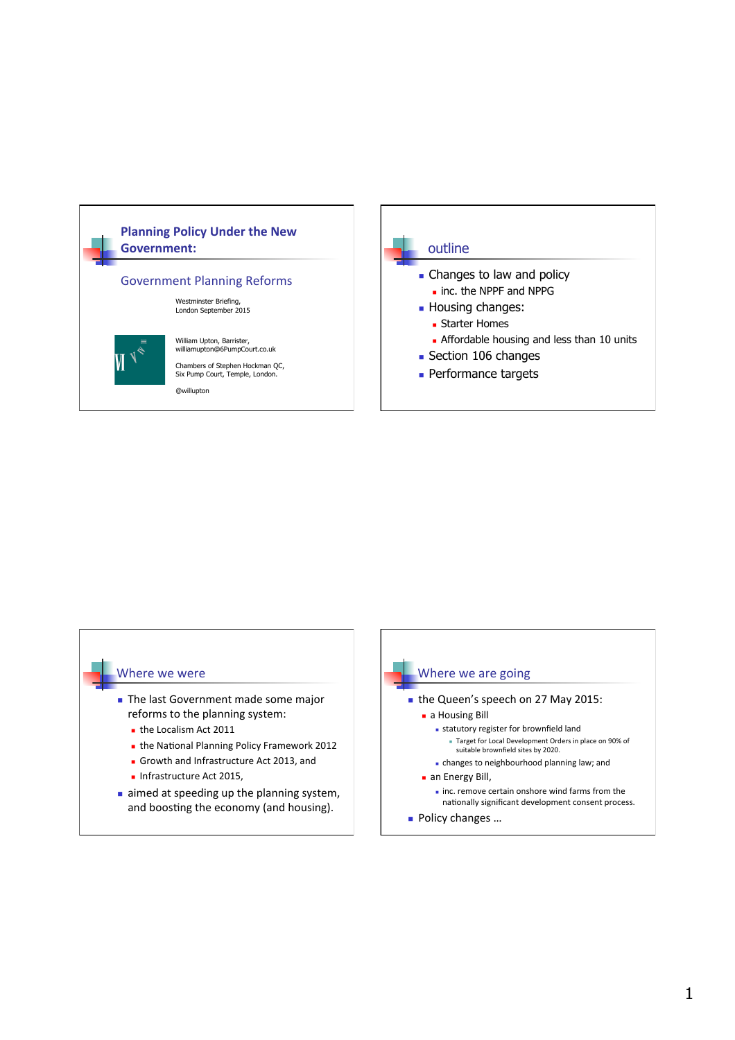## Planning Policy Under the New Government:

### Government Planning Reforms

Westminster Briefing,
London September 2015

William Upton, Barrister,
williamupton@6PumpCourt.co.uk

Chambers of Stephen Hockman QC,
Six Pump Court, Temple, London.

@willupton

## outline

- Changes to law and policy
  - inc. the NPPF and NPPG
- Housing changes:
  - Starter Homes
  - Affordable housing and less than 10 units
- Section 106 changes
- Performance targets

## Where we were

- The last Government made some major reforms to the planning system:
  - the Localism Act 2011
  - the National Planning Policy Framework 2012
  - Growth and Infrastructure Act 2013, and
  - Infrastructure Act 2015,
- aimed at speeding up the planning system, and boosting the economy (and housing).

## Where we are going

- the Queen's speech on 27 May 2015:
  - a Housing Bill
    - statutory register for brownfield land
      - Target for Local Development Orders in place on 90% of suitable brownfield sites by 2020.
    - changes to neighbourhood planning law; and
  - an Energy Bill,
    - inc. remove certain onshore wind farms from the nationally significant development consent process.
- Policy changes …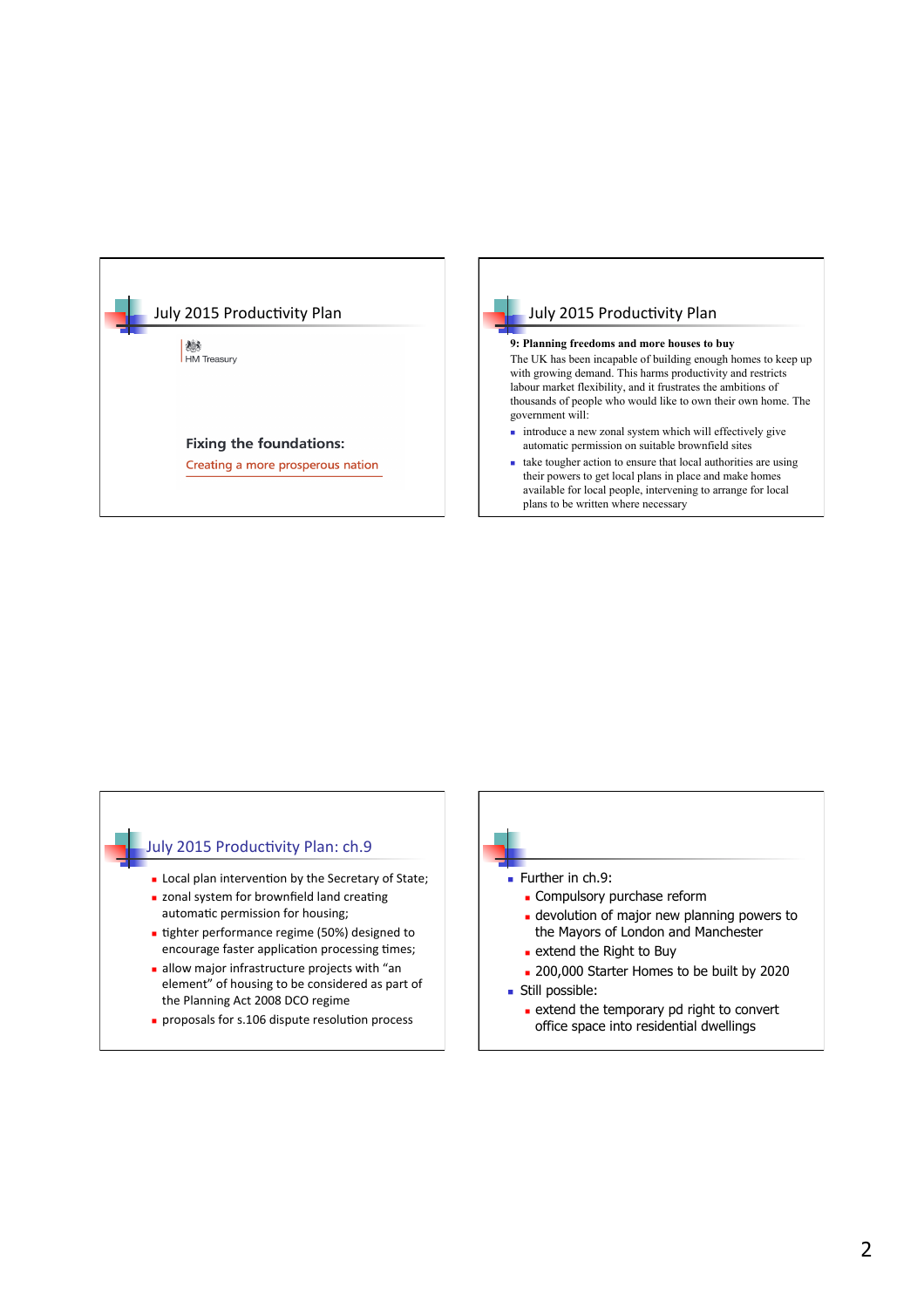## July 2015 Productivity Plan

HM Treasury

**Fixing the foundations:**

Creating a more prosperous nation

## July 2015 Productivity Plan

**9: Planning freedoms and more houses to buy**

The UK has been incapable of building enough homes to keep up with growing demand. This harms productivity and restricts labour market flexibility, and it frustrates the ambitions of thousands of people who would like to own their own home. The government will:

- introduce a new zonal system which will effectively give automatic permission on suitable brownfield sites
- take tougher action to ensure that local authorities are using their powers to get local plans in place and make homes available for local people, intervening to arrange for local plans to be written where necessary

## July 2015 Productivity Plan: ch.9

- Local plan intervention by the Secretary of State;
- zonal system for brownfield land creating automatic permission for housing;
- tighter performance regime (50%) designed to encourage faster application processing times;
- allow major infrastructure projects with "an element" of housing to be considered as part of the Planning Act 2008 DCO regime
- proposals for s.106 dispute resolution process

---

- Further in ch.9:
  - Compulsory purchase reform
  - devolution of major new planning powers to the Mayors of London and Manchester
  - extend the Right to Buy
  - 200,000 Starter Homes to be built by 2020
- Still possible:
  - extend the temporary pd right to convert office space into residential dwellings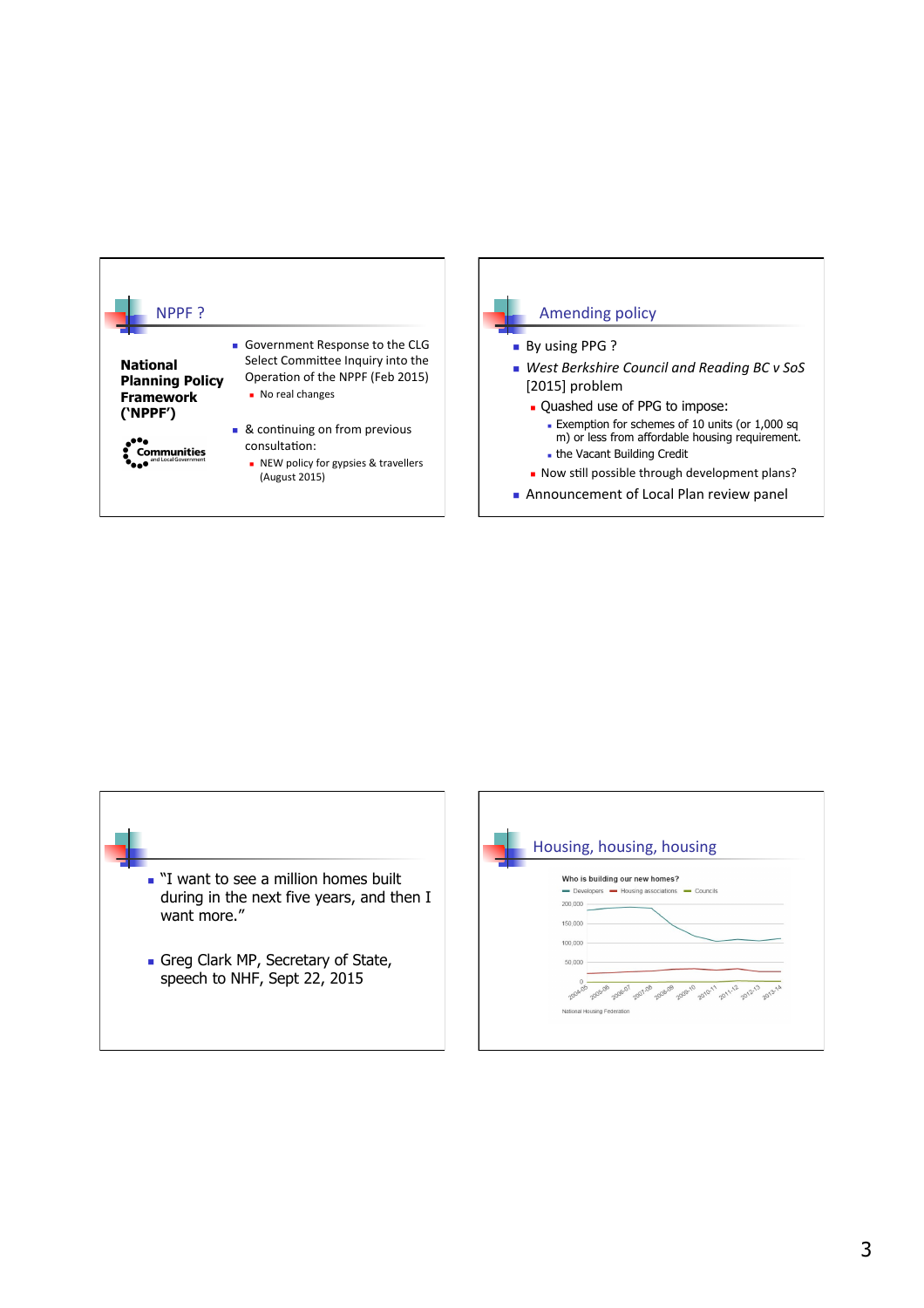## NPPF ?

**National Planning Policy Framework ('NPPF')**

Communities and Local Government

- Government Response to the CLG Select Committee Inquiry into the Operation of the NPPF (Feb 2015)
  - No real changes
- & continuing on from previous consultation:
  - NEW policy for gypsies & travellers (August 2015)

## Amending policy

- By using PPG ?
- *West Berkshire Council and Reading BC v SoS* [2015] problem
  - Quashed use of PPG to impose:
    - Exemption for schemes of 10 units (or 1,000 sq m) or less from affordable housing requirement.
    - the Vacant Building Credit
  - Now still possible through development plans?
- Announcement of Local Plan review panel

---

- "I want to see a million homes built during in the next five years, and then I want more."
- Greg Clark MP, Secretary of State, speech to NHF, Sept 22, 2015

## Housing, housing, housing

Who is building our new homes?

Developers — Housing associations — Councils

National Housing Federation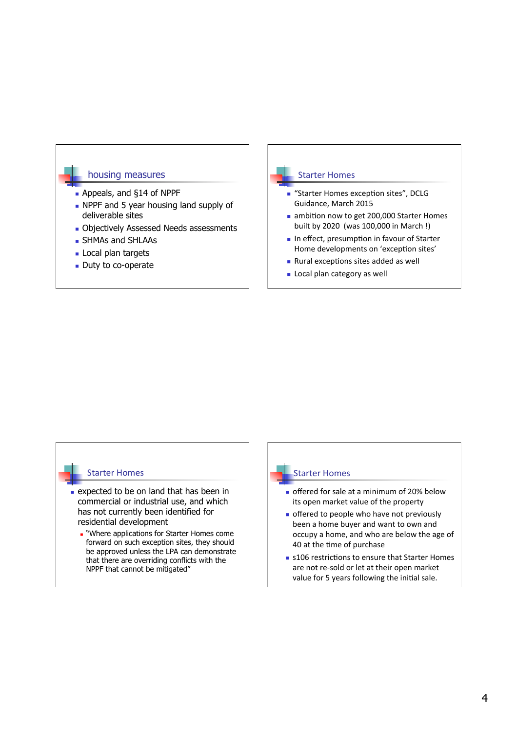## housing measures

- Appeals, and §14 of NPPF
- NPPF and 5 year housing land supply of deliverable sites
- Objectively Assessed Needs assessments
- SHMAs and SHLAAs
- Local plan targets
- Duty to co-operate

## Starter Homes

- "Starter Homes exception sites", DCLG Guidance, March 2015
- ambition now to get 200,000 Starter Homes built by 2020 (was 100,000 in March !)
- In effect, presumption in favour of Starter Home developments on 'exception sites'
- Rural exceptions sites added as well
- Local plan category as well

## Starter Homes

- expected to be on land that has been in commercial or industrial use, and which has not currently been identified for residential development
  - "Where applications for Starter Homes come forward on such exception sites, they should be approved unless the LPA can demonstrate that there are overriding conflicts with the NPPF that cannot be mitigated"

## Starter Homes

- offered for sale at a minimum of 20% below its open market value of the property
- offered to people who have not previously been a home buyer and want to own and occupy a home, and who are below the age of 40 at the time of purchase
- s106 restrictions to ensure that Starter Homes are not re-sold or let at their open market value for 5 years following the initial sale.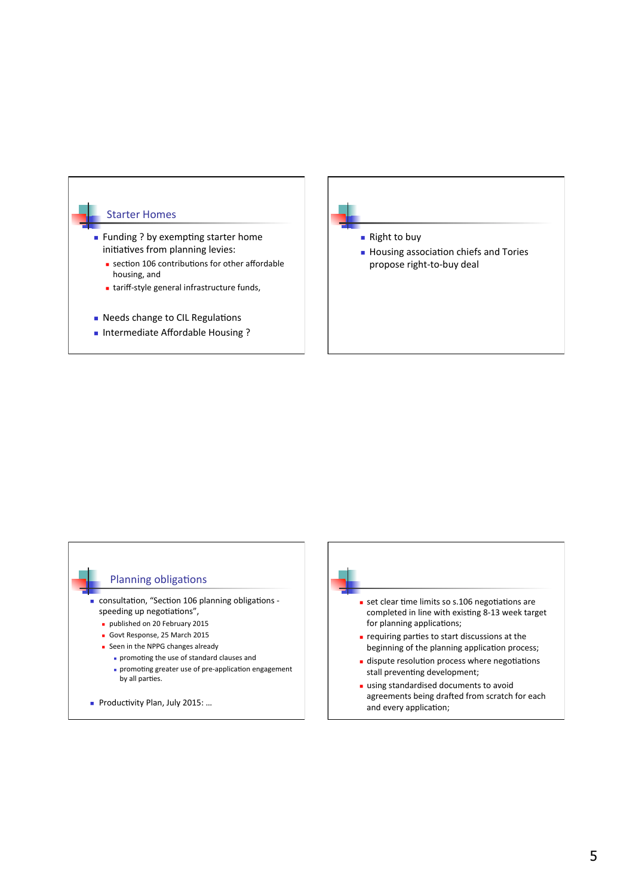## Starter Homes

- Funding ? by exempting starter home initiatives from planning levies:
  - section 106 contributions for other affordable housing, and
  - tariff-style general infrastructure funds,
- Needs change to CIL Regulations
- Intermediate Affordable Housing ?

---

- Right to buy
- Housing association chiefs and Tories propose right-to-buy deal

---

## Planning obligations

- consultation, "Section 106 planning obligations - speeding up negotiations",
  - published on 20 February 2015
  - Govt Response, 25 March 2015
  - Seen in the NPPG changes already
    - promoting the use of standard clauses and
    - promoting greater use of pre-application engagement by all parties.
- Productivity Plan, July 2015: …

---

- set clear time limits so s.106 negotiations are completed in line with existing 8-13 week target for planning applications;
- requiring parties to start discussions at the beginning of the planning application process;
- dispute resolution process where negotiations stall preventing development;
- using standardised documents to avoid agreements being drafted from scratch for each and every application;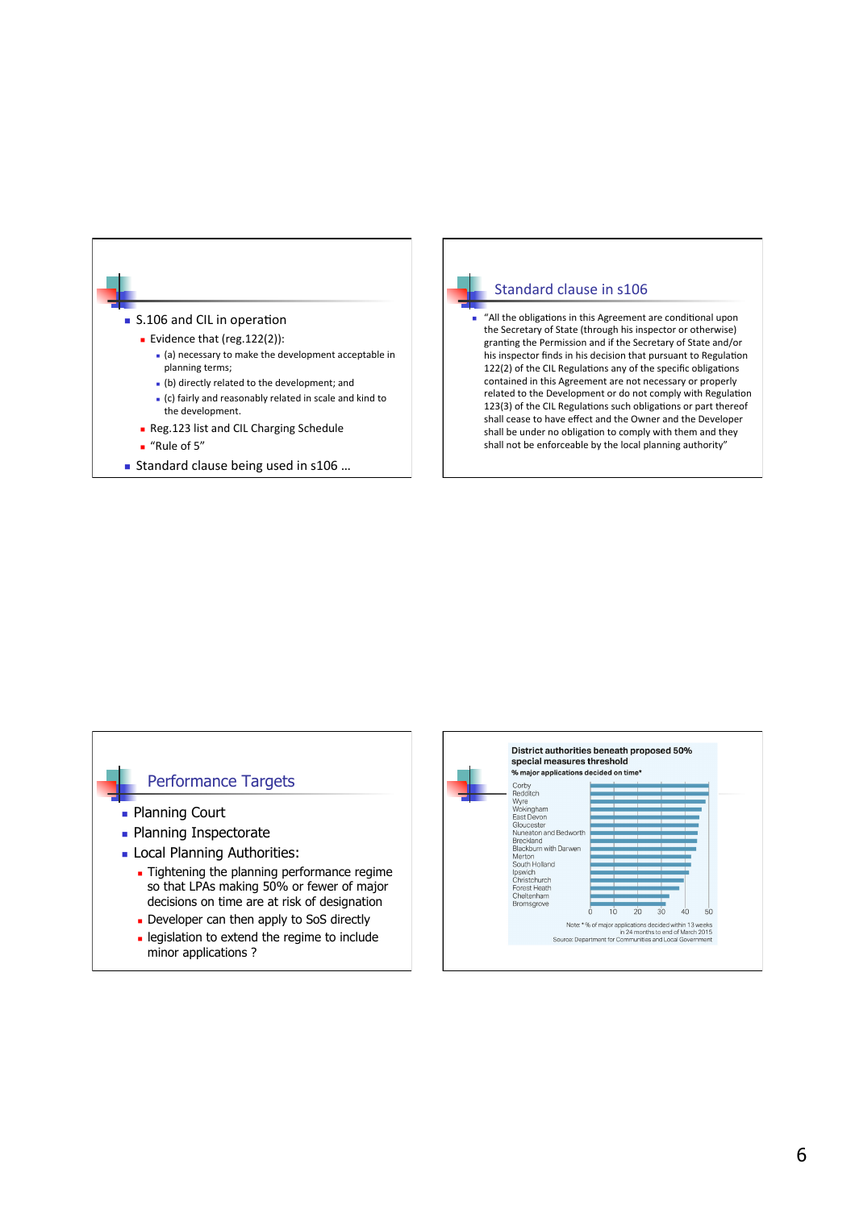- S.106 and CIL in operation
  - Evidence that (reg.122(2)):
    - (a) necessary to make the development acceptable in planning terms;
    - (b) directly related to the development; and
    - (c) fairly and reasonably related in scale and kind to the development.
  - Reg.123 list and CIL Charging Schedule
  - "Rule of 5"
- Standard clause being used in s106 …

## Standard clause in s106

- "All the obligations in this Agreement are conditional upon the Secretary of State (through his inspector or otherwise) granting the Permission and if the Secretary of State and/or his inspector finds in his decision that pursuant to Regulation 122(2) of the CIL Regulations any of the specific obligations contained in this Agreement are not necessary or properly related to the Development or do not comply with Regulation 123(3) of the CIL Regulations such obligations or part thereof shall cease to have effect and the Owner and the Developer shall be under no obligation to comply with them and they shall not be enforceable by the local planning authority"

## Performance Targets

- Planning Court
- Planning Inspectorate
- Local Planning Authorities:
  - Tightening the planning performance regime so that LPAs making 50% or fewer of major decisions on time are at risk of designation
  - Developer can then apply to SoS directly
  - legislation to extend the regime to include minor applications ?

**District authorities beneath proposed 50% special measures threshold**

**% major applications decided on time***

Corby
Redditch
Wyre
Wokingham
East Devon
Gloucester
Nuneaton and Bedworth
Breckland
Blackburn with Darwen
Merton
South Holland
Ipswich
Christchurch
Forest Heath
Cheltenham
Bromsgrove

0 10 20 30 40 50

Note: * % of major applications decided within 13 weeks in 24 months to end of March 2015
Source: Department for Communities and Local Government